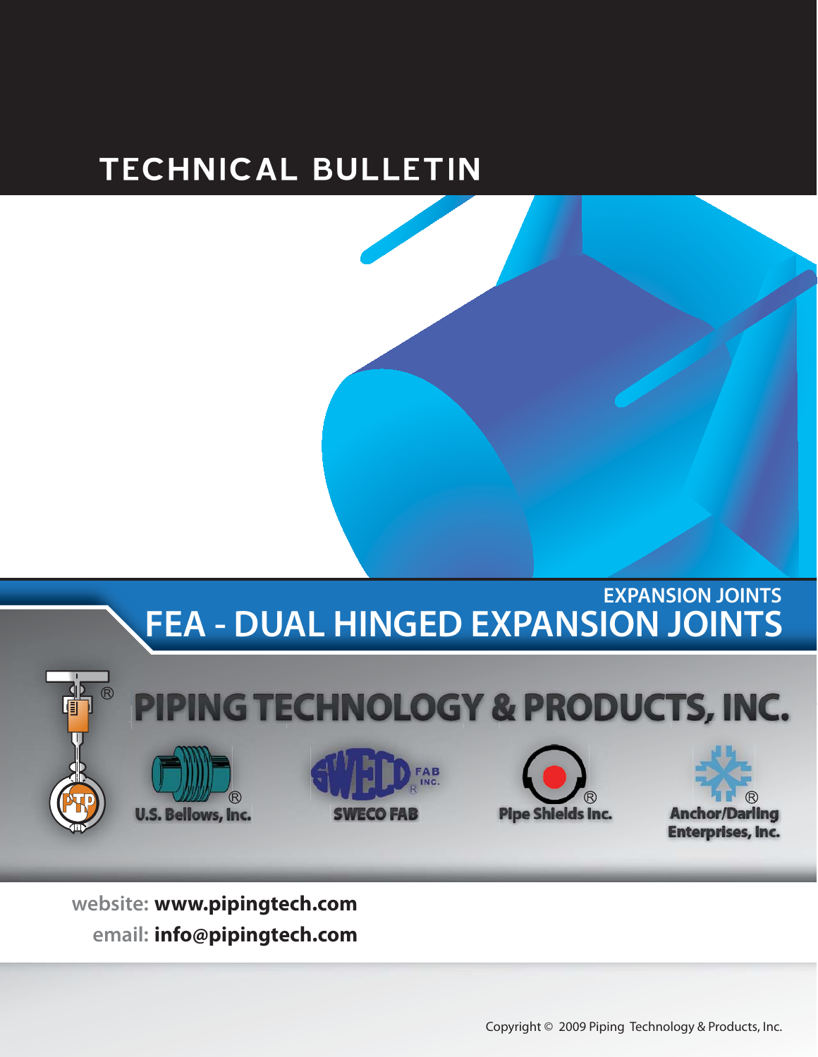# TECHNICAL BULLETIN

EXPANSION JOINTS

## FEA - DUAL HINGED EXPANSION JOINTS

PIPING TECHNOLOGY & PRODUCTS, INC.

U.S. Bellows, Inc.

SWECO FAB

Pipe Shields Inc.

Anchor/Darling Enterprises, Inc.

website: **www.pipingtech.com**

email: **info@pipingtech.com**

Copyright © 2009 Piping Technology & Products, Inc.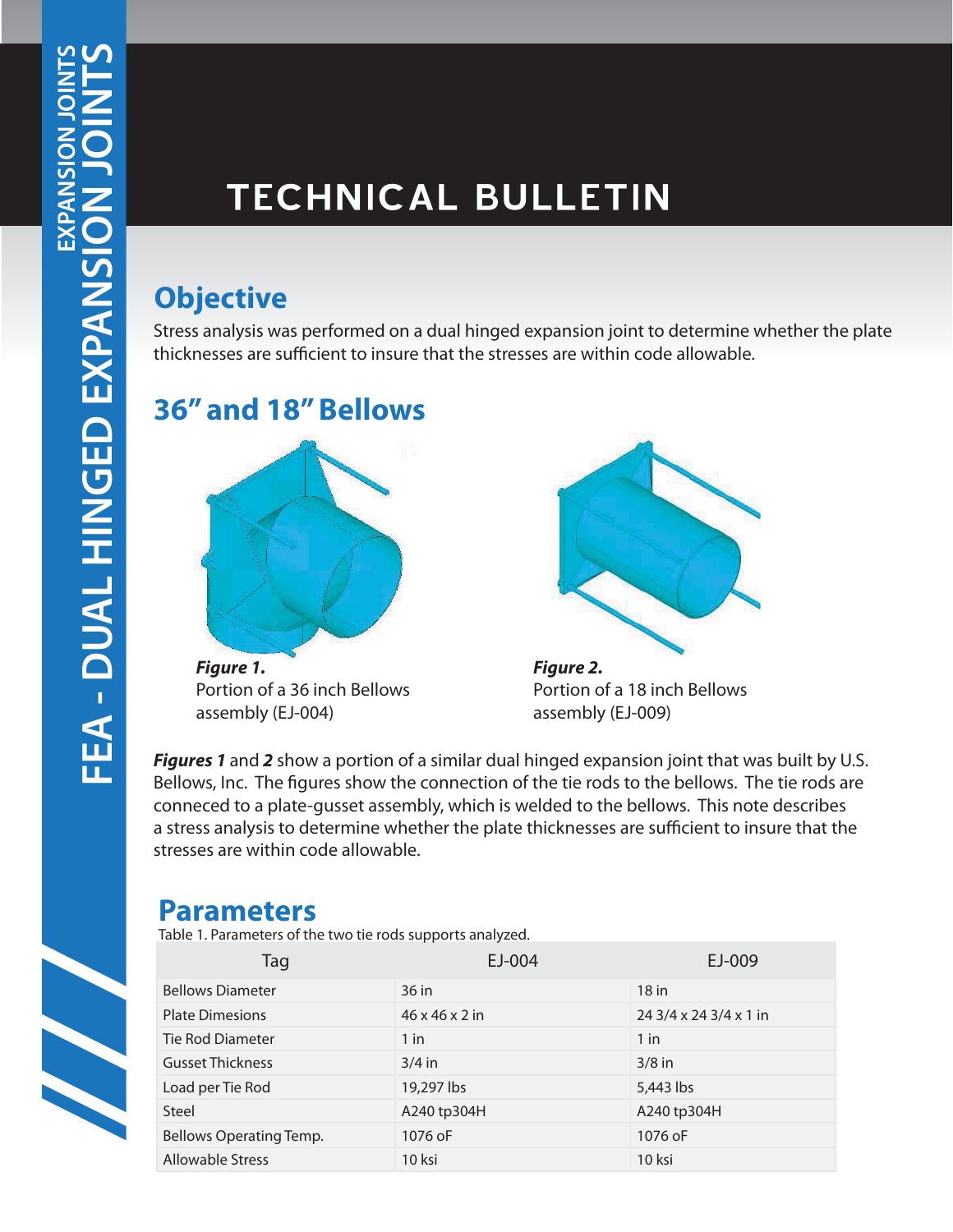# TECHNICAL BULLETIN

## Objective

Stress analysis was performed on a dual hinged expansion joint to determine whether the plate thicknesses are sufficient to insure that the stresses are within code allowable.

## 36" and 18" Bellows

***Figure 1.***
Portion of a 36 inch Bellows assembly (EJ-004)

***Figure 2.***
Portion of a 18 inch Bellows assembly (EJ-009)

***Figures 1*** and ***2*** show a portion of a similar dual hinged expansion joint that was built by U.S. Bellows, Inc. The figures show the connection of the tie rods to the bellows. The tie rods are conneced to a plate-gusset assembly, which is welded to the bellows. This note describes a stress analysis to determine whether the plate thicknesses are sufficient to insure that the stresses are within code allowable.

## Parameters

Table 1. Parameters of the two tie rods supports analyzed.

| Tag | EJ-004 | EJ-009 |
|---|---|---|
| Bellows Diameter | 36 in | 18 in |
| Plate Dimesions | 46 x 46 x 2 in | 24 3/4 x 24 3/4 x 1 in |
| Tie Rod Diameter | 1 in | 1 in |
| Gusset Thickness | 3/4 in | 3/8 in |
| Load per Tie Rod | 19,297 lbs | 5,443 lbs |
| Steel | A240 tp304H | A240 tp304H |
| Bellows Operating Temp. | 1076 oF | 1076 oF |
| Allowable Stress | 10 ksi | 10 ksi |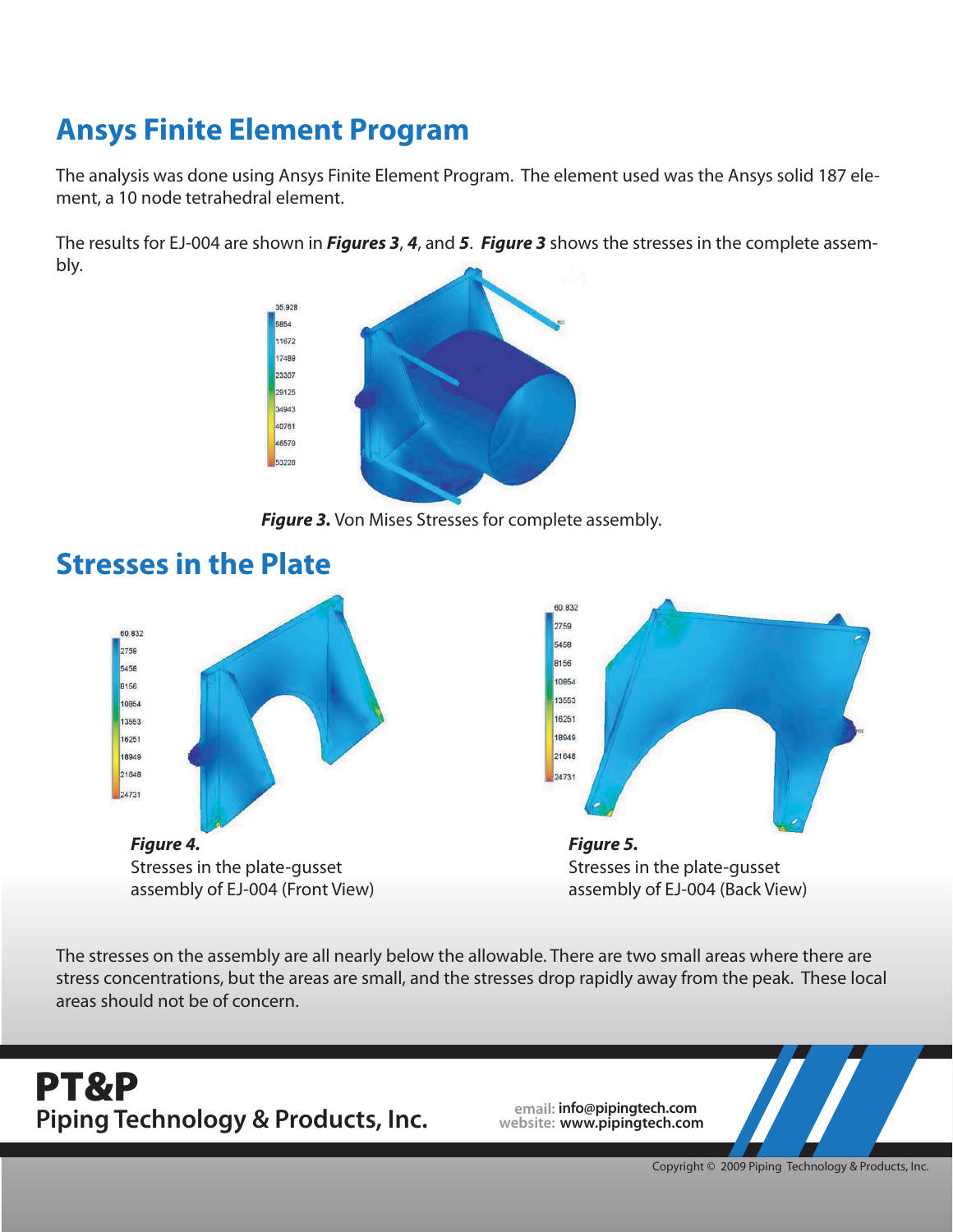## Ansys Finite Element Program

The analysis was done using Ansys Finite Element Program. The element used was the Ansys solid 187 element, a 10 node tetrahedral element.

The results for EJ-004 are shown in ***Figures 3***, ***4***, and ***5***. ***Figure 3*** shows the stresses in the complete assembly.

***Figure 3.*** Von Mises Stresses for complete assembly.

## Stresses in the Plate

***Figure 4.***
Stresses in the plate-gusset assembly of EJ-004 (Front View)

***Figure 5.***
Stresses in the plate-gusset assembly of EJ-004 (Back View)

The stresses on the assembly are all nearly below the allowable. There are two small areas where there are stress concentrations, but the areas are small, and the stresses drop rapidly away from the peak. These local areas should not be of concern.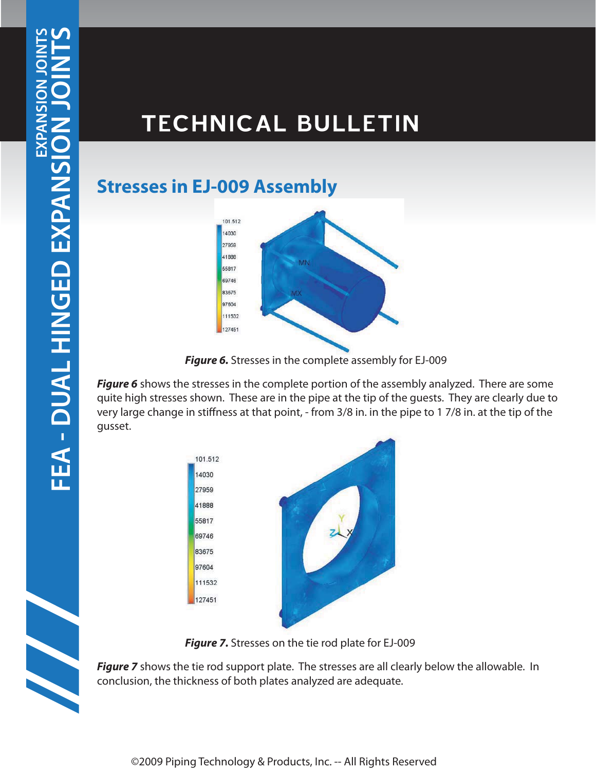## Stresses in EJ-009 Assembly

101.512
14030
27959
41888
55817
69746
83675
97604
111532
127451

MN
MX

***Figure 6.*** Stresses in the complete assembly for EJ-009

***Figure 6*** shows the stresses in the complete portion of the assembly analyzed. There are some quite high stresses shown. These are in the pipe at the tip of the guests. They are clearly due to very large change in stiffness at that point, - from 3/8 in. in the pipe to 1 7/8 in. at the tip of the gusset.

101.512
14030
27959
41888
55817
69746
83675
97604
111532
127451

***Figure 7.*** Stresses on the tie rod plate for EJ-009

***Figure 7*** shows the tie rod support plate. The stresses are all clearly below the allowable. In conclusion, the thickness of both plates analyzed are adequate.